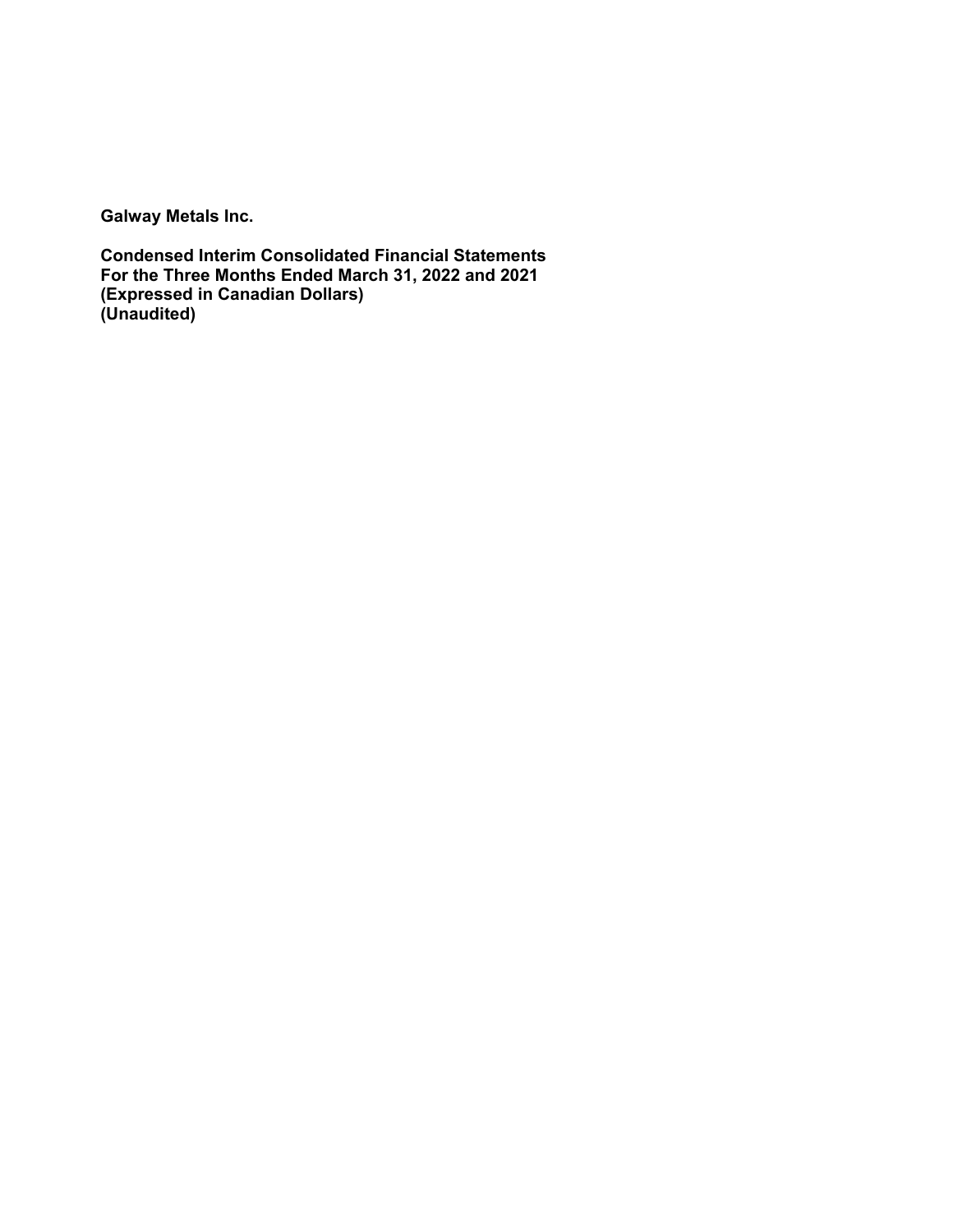**Galway Metals Inc.**

**Condensed Interim Consolidated Financial Statements**
**For the Three Months Ended March 31, 2022 and 2021**
**(Expressed in Canadian Dollars)**
**(Unaudited)**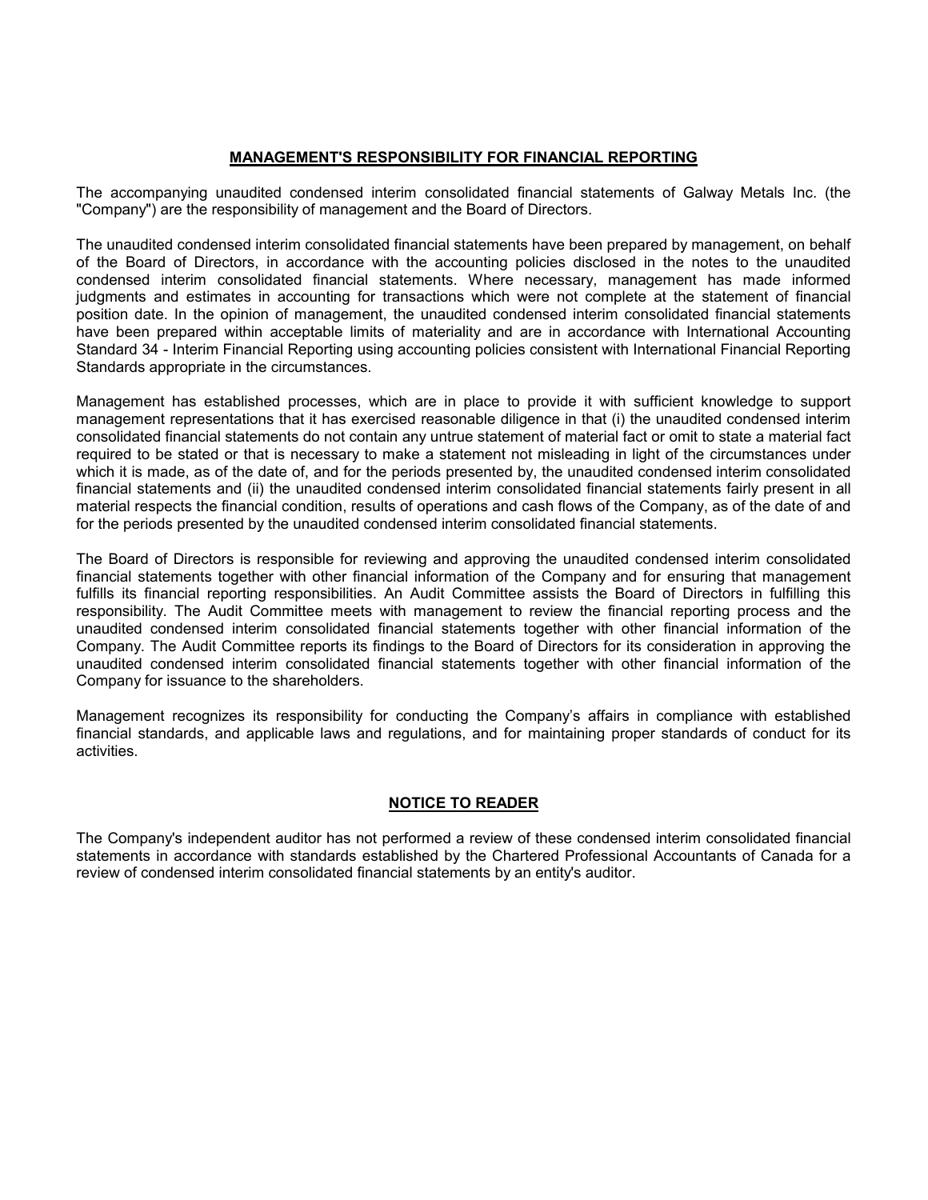## MANAGEMENT'S RESPONSIBILITY FOR FINANCIAL REPORTING

The accompanying unaudited condensed interim consolidated financial statements of Galway Metals Inc. (the "Company") are the responsibility of management and the Board of Directors.

The unaudited condensed interim consolidated financial statements have been prepared by management, on behalf of the Board of Directors, in accordance with the accounting policies disclosed in the notes to the unaudited condensed interim consolidated financial statements. Where necessary, management has made informed judgments and estimates in accounting for transactions which were not complete at the statement of financial position date. In the opinion of management, the unaudited condensed interim consolidated financial statements have been prepared within acceptable limits of materiality and are in accordance with International Accounting Standard 34 - Interim Financial Reporting using accounting policies consistent with International Financial Reporting Standards appropriate in the circumstances.

Management has established processes, which are in place to provide it with sufficient knowledge to support management representations that it has exercised reasonable diligence in that (i) the unaudited condensed interim consolidated financial statements do not contain any untrue statement of material fact or omit to state a material fact required to be stated or that is necessary to make a statement not misleading in light of the circumstances under which it is made, as of the date of, and for the periods presented by, the unaudited condensed interim consolidated financial statements and (ii) the unaudited condensed interim consolidated financial statements fairly present in all material respects the financial condition, results of operations and cash flows of the Company, as of the date of and for the periods presented by the unaudited condensed interim consolidated financial statements.

The Board of Directors is responsible for reviewing and approving the unaudited condensed interim consolidated financial statements together with other financial information of the Company and for ensuring that management fulfills its financial reporting responsibilities. An Audit Committee assists the Board of Directors in fulfilling this responsibility. The Audit Committee meets with management to review the financial reporting process and the unaudited condensed interim consolidated financial statements together with other financial information of the Company. The Audit Committee reports its findings to the Board of Directors for its consideration in approving the unaudited condensed interim consolidated financial statements together with other financial information of the Company for issuance to the shareholders.

Management recognizes its responsibility for conducting the Company's affairs in compliance with established financial standards, and applicable laws and regulations, and for maintaining proper standards of conduct for its activities.

## NOTICE TO READER

The Company's independent auditor has not performed a review of these condensed interim consolidated financial statements in accordance with standards established by the Chartered Professional Accountants of Canada for a review of condensed interim consolidated financial statements by an entity's auditor.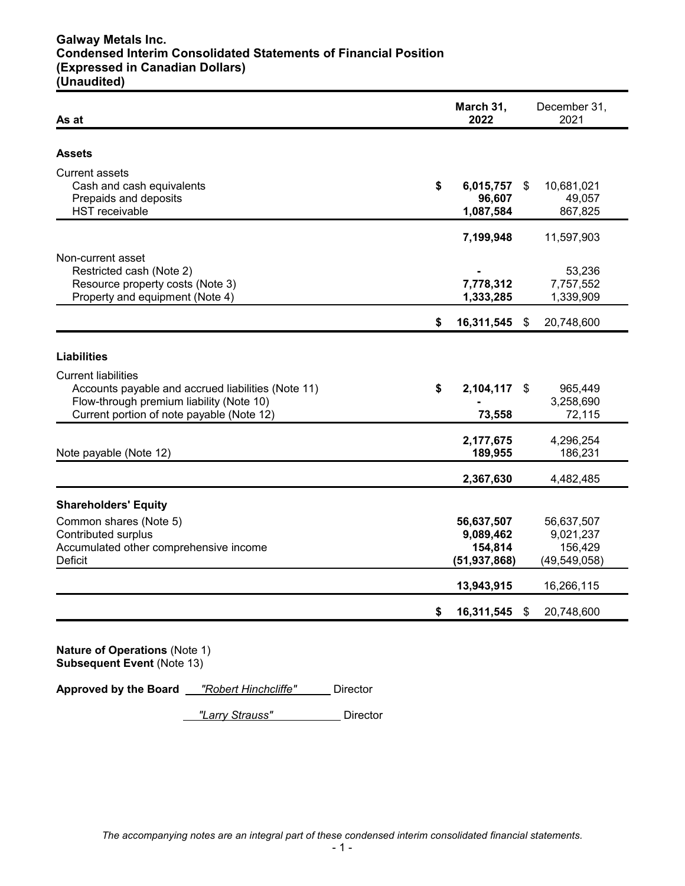**Galway Metals Inc.**
**Condensed Interim Consolidated Statements of Financial Position**
**(Expressed in Canadian Dollars)**
**(Unaudited)**

| As at | March 31, 2022 | December 31, 2021 |
|---|---|---|
| **Assets** | | |
| Current assets | | |
| Cash and cash equivalents | $ **6,015,757** | $ 10,681,021 |
| Prepaids and deposits | **96,607** | 49,057 |
| HST receivable | **1,087,584** | 867,825 |
| | **7,199,948** | 11,597,903 |
| Non-current asset | | |
| Restricted cash (Note 2) | **-** | 53,236 |
| Resource property costs (Note 3) | **7,778,312** | 7,757,552 |
| Property and equipment (Note 4) | **1,333,285** | 1,339,909 |
| | $ **16,311,545** | $ 20,748,600 |
| **Liabilities** | | |
| Current liabilities | | |
| Accounts payable and accrued liabilities (Note 11) | $ **2,104,117** | $ 965,449 |
| Flow-through premium liability (Note 10) | **-** | 3,258,690 |
| Current portion of note payable (Note 12) | **73,558** | 72,115 |
| | **2,177,675** | 4,296,254 |
| Note payable (Note 12) | **189,955** | 186,231 |
| | **2,367,630** | 4,482,485 |
| **Shareholders' Equity** | | |
| Common shares (Note 5) | **56,637,507** | 56,637,507 |
| Contributed surplus | **9,089,462** | 9,021,237 |
| Accumulated other comprehensive income | **154,814** | 156,429 |
| Deficit | **(51,937,868)** | (49,549,058) |
| | **13,943,915** | 16,266,115 |
| | $ **16,311,545** | $ 20,748,600 |

**Nature of Operations** (Note 1)
**Subsequent Event** (Note 13)

**Approved by the Board** *"Robert Hinchcliffe"* Director

*"Larry Strauss"* Director

*The accompanying notes are an integral part of these condensed interim consolidated financial statements.*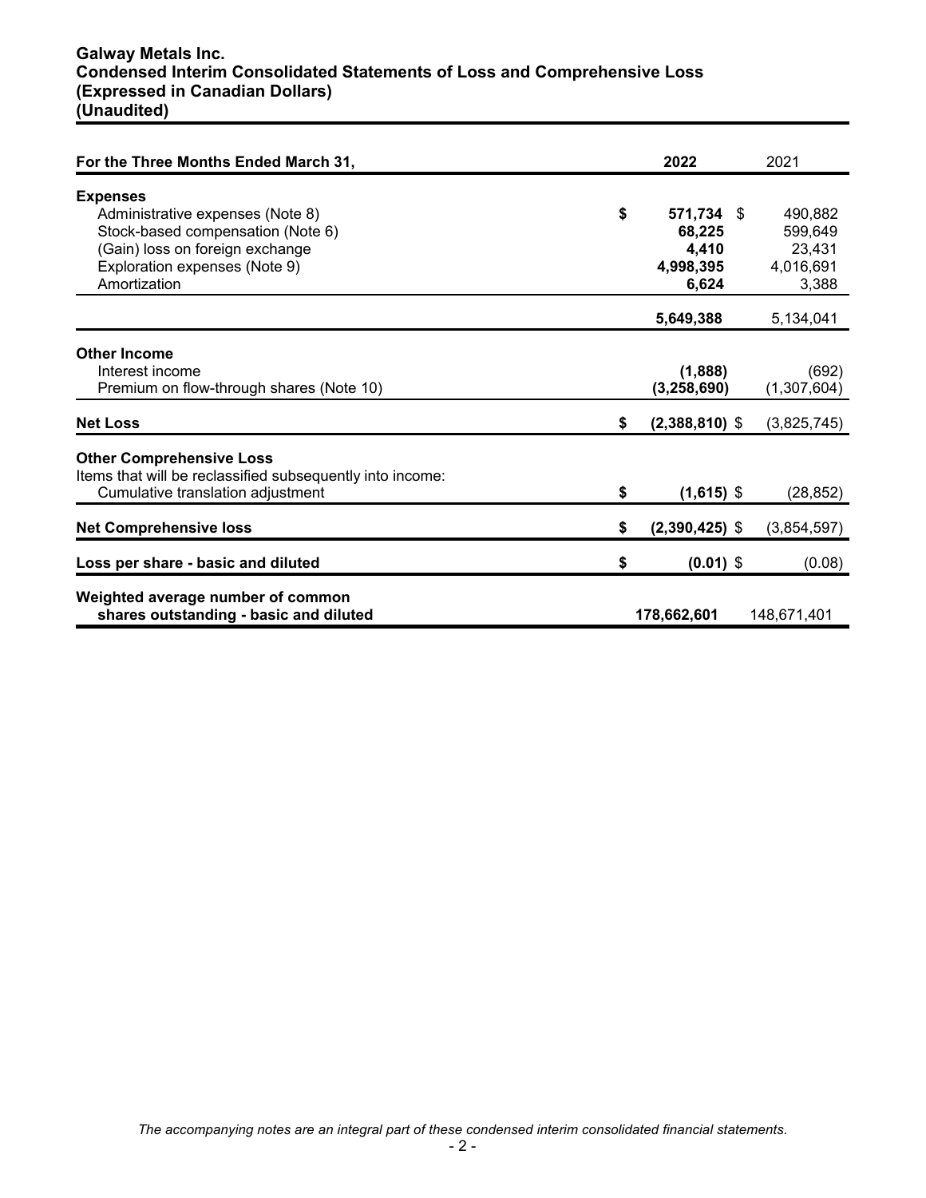**Galway Metals Inc.**
**Condensed Interim Consolidated Statements of Loss and Comprehensive Loss**
**(Expressed in Canadian Dollars)**
**(Unaudited)**

| For the Three Months Ended March 31, | 2022 | 2021 |
|---|---|---|
| **Expenses** | | |
| Administrative expenses (Note 8) | $ **571,734** | $ 490,882 |
| Stock-based compensation (Note 6) | **68,225** | 599,649 |
| (Gain) loss on foreign exchange | **4,410** | 23,431 |
| Exploration expenses (Note 9) | **4,998,395** | 4,016,691 |
| Amortization | **6,624** | 3,388 |
| | **5,649,388** | 5,134,041 |
| **Other Income** | | |
| Interest income | **(1,888)** | (692) |
| Premium on flow-through shares (Note 10) | **(3,258,690)** | (1,307,604) |
| **Net Loss** | $ **(2,388,810)** | $ (3,825,745) |
| **Other Comprehensive Loss** | | |
| Items that will be reclassified subsequently into income: | | |
| Cumulative translation adjustment | $ **(1,615)** | $ (28,852) |
| **Net Comprehensive loss** | $ **(2,390,425)** | $ (3,854,597) |
| **Loss per share - basic and diluted** | $ **(0.01)** | $ (0.08) |
| **Weighted average number of common shares outstanding - basic and diluted** | **178,662,601** | 148,671,401 |

*The accompanying notes are an integral part of these condensed interim consolidated financial statements.*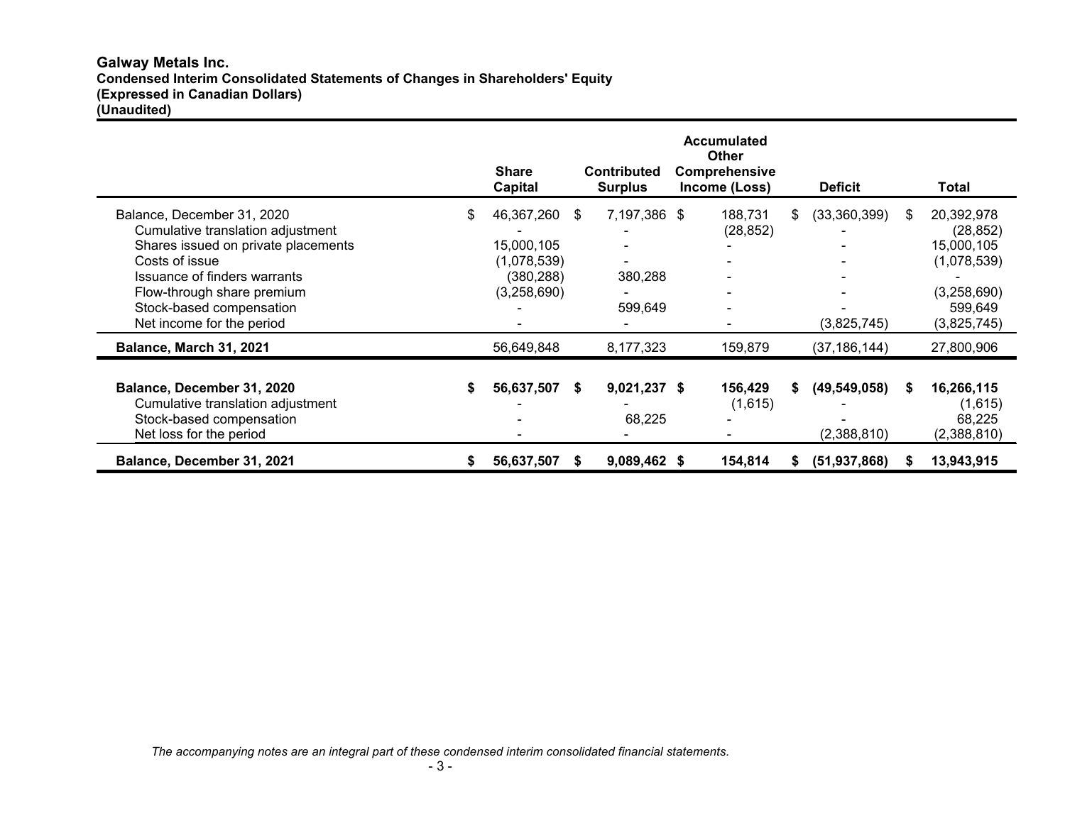**Galway Metals Inc.**
**Condensed Interim Consolidated Statements of Changes in Shareholders' Equity**
**(Expressed in Canadian Dollars)**
**(Unaudited)**

| | Share Capital | Contributed Surplus | Accumulated Other Comprehensive Income (Loss) | Deficit | Total |
|---|---|---|---|---|---|
| Balance, December 31, 2020 | $ 46,367,260 | $ 7,197,386 | $ 188,731 | $ (33,360,399) | $ 20,392,978 |
| Cumulative translation adjustment | - | - | (28,852) | - | (28,852) |
| Shares issued on private placements | 15,000,105 | - | - | - | 15,000,105 |
| Costs of issue | (1,078,539) | - | - | - | (1,078,539) |
| Issuance of finders warrants | (380,288) | 380,288 | - | - | - |
| Flow-through share premium | (3,258,690) | - | - | - | (3,258,690) |
| Stock-based compensation | - | 599,649 | - | - | 599,649 |
| Net income for the period | - | - | - | (3,825,745) | (3,825,745) |
| **Balance, March 31, 2021** | 56,649,848 | 8,177,323 | 159,879 | (37,186,144) | 27,800,906 |
| | | | | | |
| **Balance, December 31, 2020** | **$ 56,637,507** | **$ 9,021,237** | **$ 156,429** | **$ (49,549,058)** | **$ 16,266,115** |
| Cumulative translation adjustment | - | - | (1,615) | - | (1,615) |
| Stock-based compensation | - | 68,225 | - | - | 68,225 |
| Net loss for the period | - | - | - | (2,388,810) | (2,388,810) |
| **Balance, December 31, 2021** | **$ 56,637,507** | **$ 9,089,462** | **$ 154,814** | **$ (51,937,868)** | **$ 13,943,915** |

*The accompanying notes are an integral part of these condensed interim consolidated financial statements.*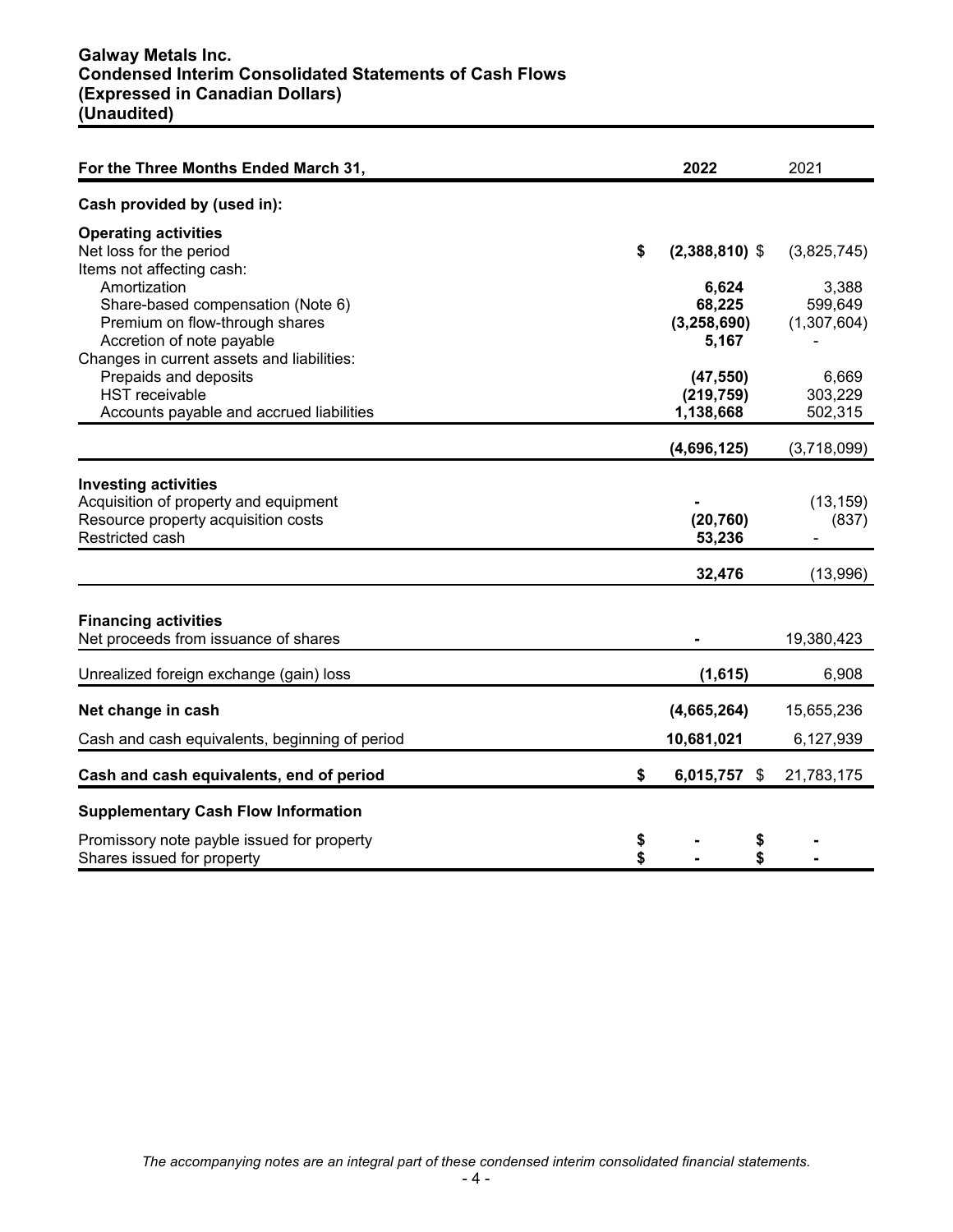**Galway Metals Inc.**
**Condensed Interim Consolidated Statements of Cash Flows**
**(Expressed in Canadian Dollars)**
**(Unaudited)**

| For the Three Months Ended March 31, | 2022 | 2021 |
|---|---|---|
| **Cash provided by (used in):** | | |
| **Operating activities** | | |
| Net loss for the period | **$ (2,388,810)** | $ (3,825,745) |
| Items not affecting cash: | | |
| Amortization | **6,624** | 3,388 |
| Share-based compensation (Note 6) | **68,225** | 599,649 |
| Premium on flow-through shares | **(3,258,690)** | (1,307,604) |
| Accretion of note payable | **5,167** | - |
| Changes in current assets and liabilities: | | |
| Prepaids and deposits | **(47,550)** | 6,669 |
| HST receivable | **(219,759)** | 303,229 |
| Accounts payable and accrued liabilities | **1,138,668** | 502,315 |
| | **(4,696,125)** | (3,718,099) |
| **Investing activities** | | |
| Acquisition of property and equipment | **-** | (13,159) |
| Resource property acquisition costs | **(20,760)** | (837) |
| Restricted cash | **53,236** | - |
| | **32,476** | (13,996) |
| **Financing activities** | | |
| Net proceeds from issuance of shares | **-** | 19,380,423 |
| Unrealized foreign exchange (gain) loss | **(1,615)** | 6,908 |
| **Net change in cash** | **(4,665,264)** | 15,655,236 |
| Cash and cash equivalents, beginning of period | **10,681,021** | 6,127,939 |
| **Cash and cash equivalents, end of period** | **$ 6,015,757** | $ 21,783,175 |
| **Supplementary Cash Flow Information** | | |
| Promissory note payble issued for property | **$ -** | $ - |
| Shares issued for property | **$ -** | $ - |

*The accompanying notes are an integral part of these condensed interim consolidated financial statements.*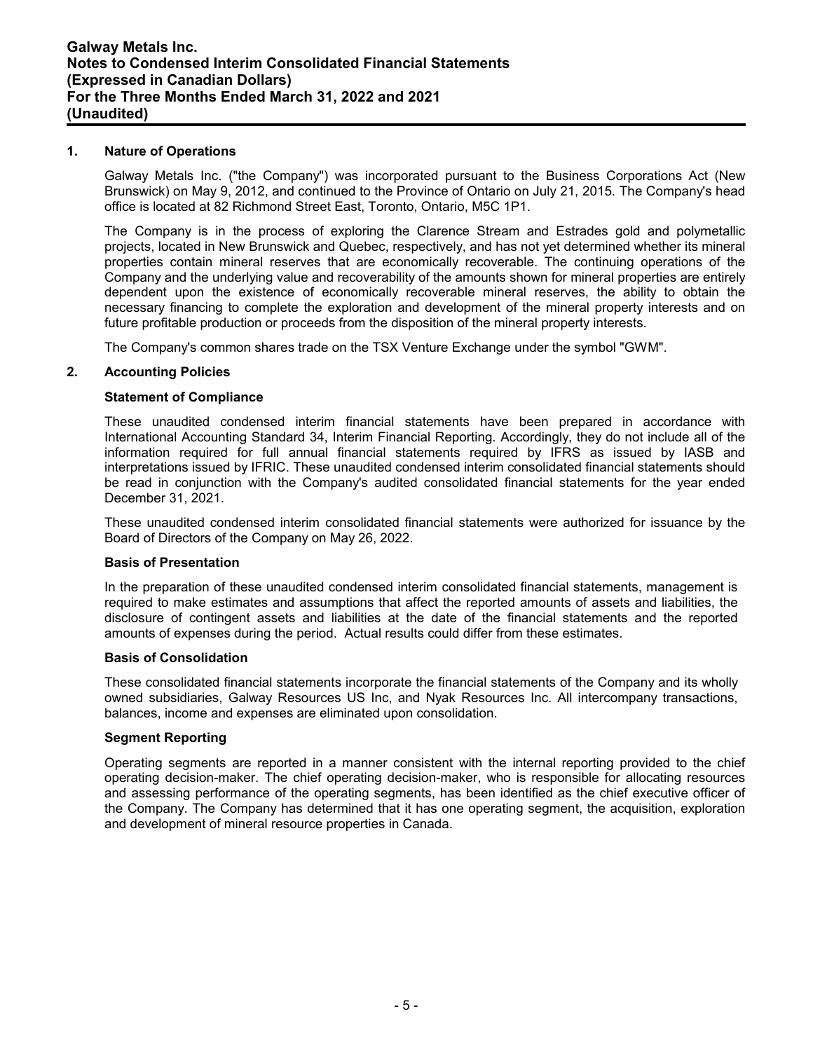## 1. Nature of Operations

Galway Metals Inc. ("the Company") was incorporated pursuant to the Business Corporations Act (New Brunswick) on May 9, 2012, and continued to the Province of Ontario on July 21, 2015. The Company's head office is located at 82 Richmond Street East, Toronto, Ontario, M5C 1P1.

The Company is in the process of exploring the Clarence Stream and Estrades gold and polymetallic projects, located in New Brunswick and Quebec, respectively, and has not yet determined whether its mineral properties contain mineral reserves that are economically recoverable. The continuing operations of the Company and the underlying value and recoverability of the amounts shown for mineral properties are entirely dependent upon the existence of economically recoverable mineral reserves, the ability to obtain the necessary financing to complete the exploration and development of the mineral property interests and on future profitable production or proceeds from the disposition of the mineral property interests.

The Company's common shares trade on the TSX Venture Exchange under the symbol "GWM".

## 2. Accounting Policies

### Statement of Compliance

These unaudited condensed interim financial statements have been prepared in accordance with International Accounting Standard 34, Interim Financial Reporting. Accordingly, they do not include all of the information required for full annual financial statements required by IFRS as issued by IASB and interpretations issued by IFRIC. These unaudited condensed interim consolidated financial statements should be read in conjunction with the Company's audited consolidated financial statements for the year ended December 31, 2021.

These unaudited condensed interim consolidated financial statements were authorized for issuance by the Board of Directors of the Company on May 26, 2022.

### Basis of Presentation

In the preparation of these unaudited condensed interim consolidated financial statements, management is required to make estimates and assumptions that affect the reported amounts of assets and liabilities, the disclosure of contingent assets and liabilities at the date of the financial statements and the reported amounts of expenses during the period. Actual results could differ from these estimates.

### Basis of Consolidation

These consolidated financial statements incorporate the financial statements of the Company and its wholly owned subsidiaries, Galway Resources US Inc, and Nyak Resources Inc. All intercompany transactions, balances, income and expenses are eliminated upon consolidation.

### Segment Reporting

Operating segments are reported in a manner consistent with the internal reporting provided to the chief operating decision-maker. The chief operating decision-maker, who is responsible for allocating resources and assessing performance of the operating segments, has been identified as the chief executive officer of the Company. The Company has determined that it has one operating segment, the acquisition, exploration and development of mineral resource properties in Canada.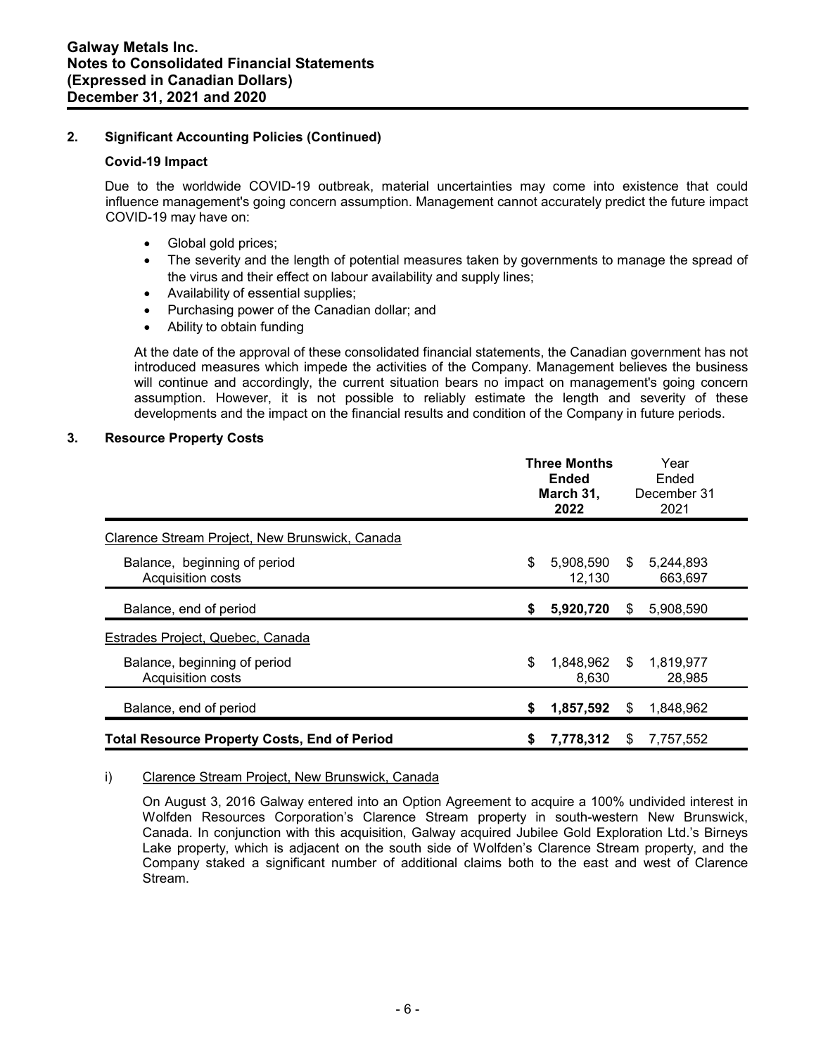## 2. Significant Accounting Policies (Continued)

### Covid-19 Impact

Due to the worldwide COVID-19 outbreak, material uncertainties may come into existence that could influence management's going concern assumption. Management cannot accurately predict the future impact COVID-19 may have on:

- Global gold prices;
- The severity and the length of potential measures taken by governments to manage the spread of the virus and their effect on labour availability and supply lines;
- Availability of essential supplies;
- Purchasing power of the Canadian dollar; and
- Ability to obtain funding

At the date of the approval of these consolidated financial statements, the Canadian government has not introduced measures which impede the activities of the Company. Management believes the business will continue and accordingly, the current situation bears no impact on management's going concern assumption. However, it is not possible to reliably estimate the length and severity of these developments and the impact on the financial results and condition of the Company in future periods.

## 3. Resource Property Costs

| | Three Months Ended March 31, 2022 | Year Ended December 31 2021 |
|---|---|---|
| Clarence Stream Project, New Brunswick, Canada | | |
| Balance, beginning of period | $ 5,908,590 | $ 5,244,893 |
| Acquisition costs | 12,130 | 663,697 |
| Balance, end of period | **$ 5,920,720** | $ 5,908,590 |
| Estrades Project, Quebec, Canada | | |
| Balance, beginning of period | $ 1,848,962 | $ 1,819,977 |
| Acquisition costs | 8,630 | 28,985 |
| Balance, end of period | **$ 1,857,592** | $ 1,848,962 |
| **Total Resource Property Costs, End of Period** | **$ 7,778,312** | $ 7,757,552 |

i) Clarence Stream Project, New Brunswick, Canada

On August 3, 2016 Galway entered into an Option Agreement to acquire a 100% undivided interest in Wolfden Resources Corporation's Clarence Stream property in south-western New Brunswick, Canada. In conjunction with this acquisition, Galway acquired Jubilee Gold Exploration Ltd.'s Birneys Lake property, which is adjacent on the south side of Wolfden's Clarence Stream property, and the Company staked a significant number of additional claims both to the east and west of Clarence Stream.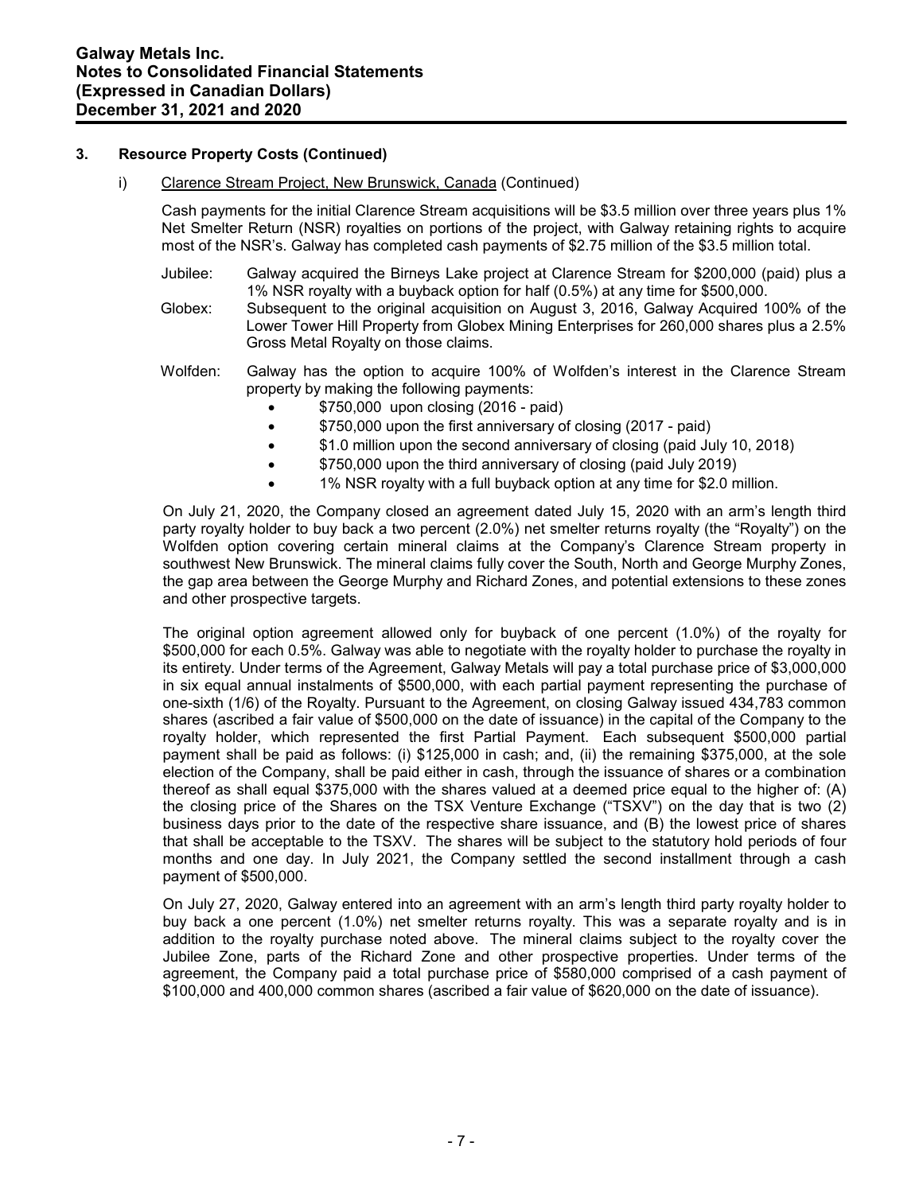## 3. Resource Property Costs (Continued)

### i) Clarence Stream Project, New Brunswick, Canada (Continued)

Cash payments for the initial Clarence Stream acquisitions will be $3.5 million over three years plus 1% Net Smelter Return (NSR) royalties on portions of the project, with Galway retaining rights to acquire most of the NSR's. Galway has completed cash payments of $2.75 million of the $3.5 million total.

Jubilee: Galway acquired the Birneys Lake project at Clarence Stream for $200,000 (paid) plus a 1% NSR royalty with a buyback option for half (0.5%) at any time for $500,000.

Globex: Subsequent to the original acquisition on August 3, 2016, Galway Acquired 100% of the Lower Tower Hill Property from Globex Mining Enterprises for 260,000 shares plus a 2.5% Gross Metal Royalty on those claims.

Wolfden: Galway has the option to acquire 100% of Wolfden's interest in the Clarence Stream property by making the following payments:

- $750,000 upon closing (2016 - paid)
- $750,000 upon the first anniversary of closing (2017 - paid)
- $1.0 million upon the second anniversary of closing (paid July 10, 2018)
- $750,000 upon the third anniversary of closing (paid July 2019)
- 1% NSR royalty with a full buyback option at any time for $2.0 million.

On July 21, 2020, the Company closed an agreement dated July 15, 2020 with an arm's length third party royalty holder to buy back a two percent (2.0%) net smelter returns royalty (the "Royalty") on the Wolfden option covering certain mineral claims at the Company's Clarence Stream property in southwest New Brunswick. The mineral claims fully cover the South, North and George Murphy Zones, the gap area between the George Murphy and Richard Zones, and potential extensions to these zones and other prospective targets.

The original option agreement allowed only for buyback of one percent (1.0%) of the royalty for $500,000 for each 0.5%. Galway was able to negotiate with the royalty holder to purchase the royalty in its entirety. Under terms of the Agreement, Galway Metals will pay a total purchase price of $3,000,000 in six equal annual instalments of $500,000, with each partial payment representing the purchase of one-sixth (1/6) of the Royalty. Pursuant to the Agreement, on closing Galway issued 434,783 common shares (ascribed a fair value of $500,000 on the date of issuance) in the capital of the Company to the royalty holder, which represented the first Partial Payment. Each subsequent $500,000 partial payment shall be paid as follows: (i) $125,000 in cash; and, (ii) the remaining $375,000, at the sole election of the Company, shall be paid either in cash, through the issuance of shares or a combination thereof as shall equal $375,000 with the shares valued at a deemed price equal to the higher of: (A) the closing price of the Shares on the TSX Venture Exchange ("TSXV") on the day that is two (2) business days prior to the date of the respective share issuance, and (B) the lowest price of shares that shall be acceptable to the TSXV. The shares will be subject to the statutory hold periods of four months and one day. In July 2021, the Company settled the second installment through a cash payment of $500,000.

On July 27, 2020, Galway entered into an agreement with an arm's length third party royalty holder to buy back a one percent (1.0%) net smelter returns royalty. This was a separate royalty and is in addition to the royalty purchase noted above. The mineral claims subject to the royalty cover the Jubilee Zone, parts of the Richard Zone and other prospective properties. Under terms of the agreement, the Company paid a total purchase price of $580,000 comprised of a cash payment of $100,000 and 400,000 common shares (ascribed a fair value of $620,000 on the date of issuance).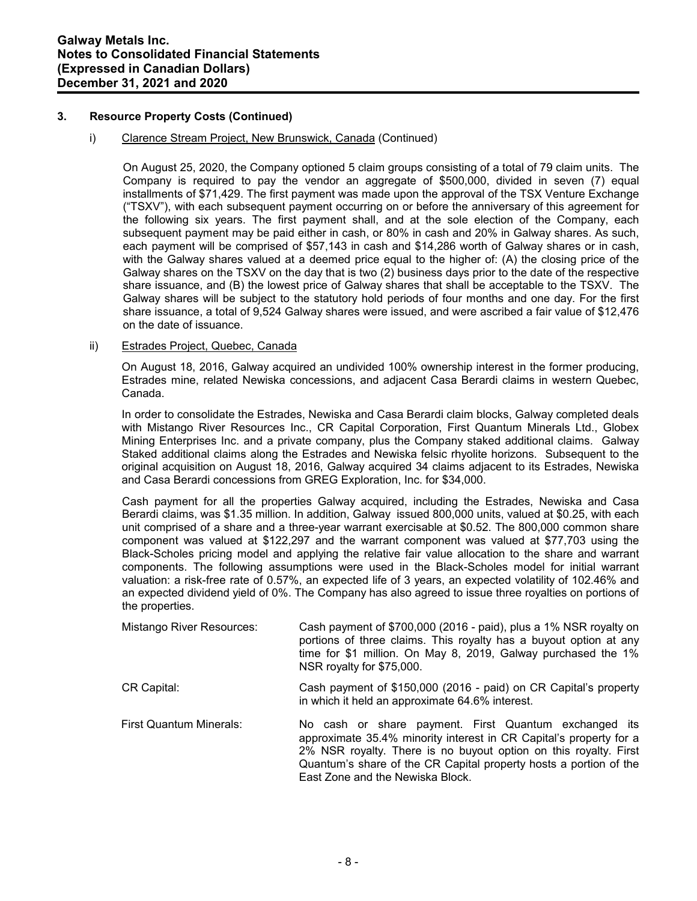## 3. Resource Property Costs (Continued)

### i) Clarence Stream Project, New Brunswick, Canada (Continued)

On August 25, 2020, the Company optioned 5 claim groups consisting of a total of 79 claim units. The Company is required to pay the vendor an aggregate of \$500,000, divided in seven (7) equal installments of \$71,429. The first payment was made upon the approval of the TSX Venture Exchange ("TSXV"), with each subsequent payment occurring on or before the anniversary of this agreement for the following six years. The first payment shall, and at the sole election of the Company, each subsequent payment may be paid either in cash, or 80% in cash and 20% in Galway shares. As such, each payment will be comprised of \$57,143 in cash and \$14,286 worth of Galway shares or in cash, with the Galway shares valued at a deemed price equal to the higher of: (A) the closing price of the Galway shares on the TSXV on the day that is two (2) business days prior to the date of the respective share issuance, and (B) the lowest price of Galway shares that shall be acceptable to the TSXV. The Galway shares will be subject to the statutory hold periods of four months and one day. For the first share issuance, a total of 9,524 Galway shares were issued, and were ascribed a fair value of \$12,476 on the date of issuance.

### ii) Estrades Project, Quebec, Canada

On August 18, 2016, Galway acquired an undivided 100% ownership interest in the former producing, Estrades mine, related Newiska concessions, and adjacent Casa Berardi claims in western Quebec, Canada.

In order to consolidate the Estrades, Newiska and Casa Berardi claim blocks, Galway completed deals with Mistango River Resources Inc., CR Capital Corporation, First Quantum Minerals Ltd., Globex Mining Enterprises Inc. and a private company, plus the Company staked additional claims. Galway Staked additional claims along the Estrades and Newiska felsic rhyolite horizons. Subsequent to the original acquisition on August 18, 2016, Galway acquired 34 claims adjacent to its Estrades, Newiska and Casa Berardi concessions from GREG Exploration, Inc. for \$34,000.

Cash payment for all the properties Galway acquired, including the Estrades, Newiska and Casa Berardi claims, was \$1.35 million. In addition, Galway issued 800,000 units, valued at \$0.25, with each unit comprised of a share and a three-year warrant exercisable at \$0.52. The 800,000 common share component was valued at \$122,297 and the warrant component was valued at \$77,703 using the Black-Scholes pricing model and applying the relative fair value allocation to the share and warrant components. The following assumptions were used in the Black-Scholes model for initial warrant valuation: a risk-free rate of 0.57%, an expected life of 3 years, an expected volatility of 102.46% and an expected dividend yield of 0%. The Company has also agreed to issue three royalties on portions of the properties.

| | |
|---|---|
| Mistango River Resources: | Cash payment of \$700,000 (2016 - paid), plus a 1% NSR royalty on portions of three claims. This royalty has a buyout option at any time for \$1 million. On May 8, 2019, Galway purchased the 1% NSR royalty for \$75,000. |
| CR Capital: | Cash payment of \$150,000 (2016 - paid) on CR Capital's property in which it held an approximate 64.6% interest. |
| First Quantum Minerals: | No cash or share payment. First Quantum exchanged its approximate 35.4% minority interest in CR Capital's property for a 2% NSR royalty. There is no buyout option on this royalty. First Quantum's share of the CR Capital property hosts a portion of the East Zone and the Newiska Block. |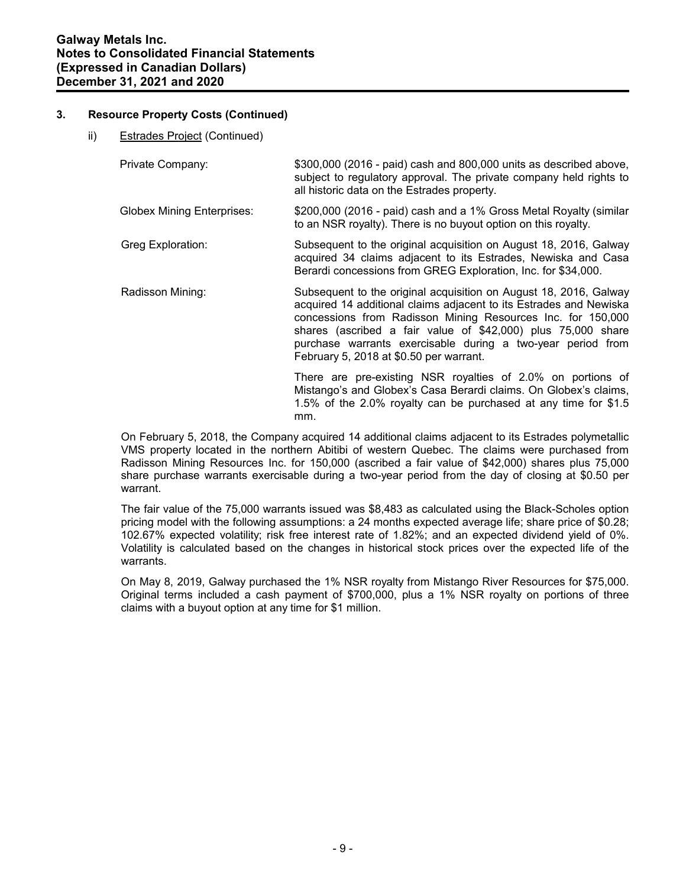## 3. Resource Property Costs (Continued)

### ii) Estrades Project (Continued)

| | |
|---|---|
| Private Company: | \$300,000 (2016 - paid) cash and 800,000 units as described above, subject to regulatory approval. The private company held rights to all historic data on the Estrades property. |
| Globex Mining Enterprises: | \$200,000 (2016 - paid) cash and a 1% Gross Metal Royalty (similar to an NSR royalty). There is no buyout option on this royalty. |
| Greg Exploration: | Subsequent to the original acquisition on August 18, 2016, Galway acquired 34 claims adjacent to its Estrades, Newiska and Casa Berardi concessions from GREG Exploration, Inc. for \$34,000. |
| Radisson Mining: | Subsequent to the original acquisition on August 18, 2016, Galway acquired 14 additional claims adjacent to its Estrades and Newiska concessions from Radisson Mining Resources Inc. for 150,000 shares (ascribed a fair value of \$42,000) plus 75,000 share purchase warrants exercisable during a two-year period from February 5, 2018 at \$0.50 per warrant. |
| | There are pre-existing NSR royalties of 2.0% on portions of Mistango's and Globex's Casa Berardi claims. On Globex's claims, 1.5% of the 2.0% royalty can be purchased at any time for \$1.5 mm. |

On February 5, 2018, the Company acquired 14 additional claims adjacent to its Estrades polymetallic VMS property located in the northern Abitibi of western Quebec. The claims were purchased from Radisson Mining Resources Inc. for 150,000 (ascribed a fair value of \$42,000) shares plus 75,000 share purchase warrants exercisable during a two-year period from the day of closing at \$0.50 per warrant.

The fair value of the 75,000 warrants issued was \$8,483 as calculated using the Black-Scholes option pricing model with the following assumptions: a 24 months expected average life; share price of \$0.28; 102.67% expected volatility; risk free interest rate of 1.82%; and an expected dividend yield of 0%. Volatility is calculated based on the changes in historical stock prices over the expected life of the warrants.

On May 8, 2019, Galway purchased the 1% NSR royalty from Mistango River Resources for \$75,000. Original terms included a cash payment of \$700,000, plus a 1% NSR royalty on portions of three claims with a buyout option at any time for \$1 million.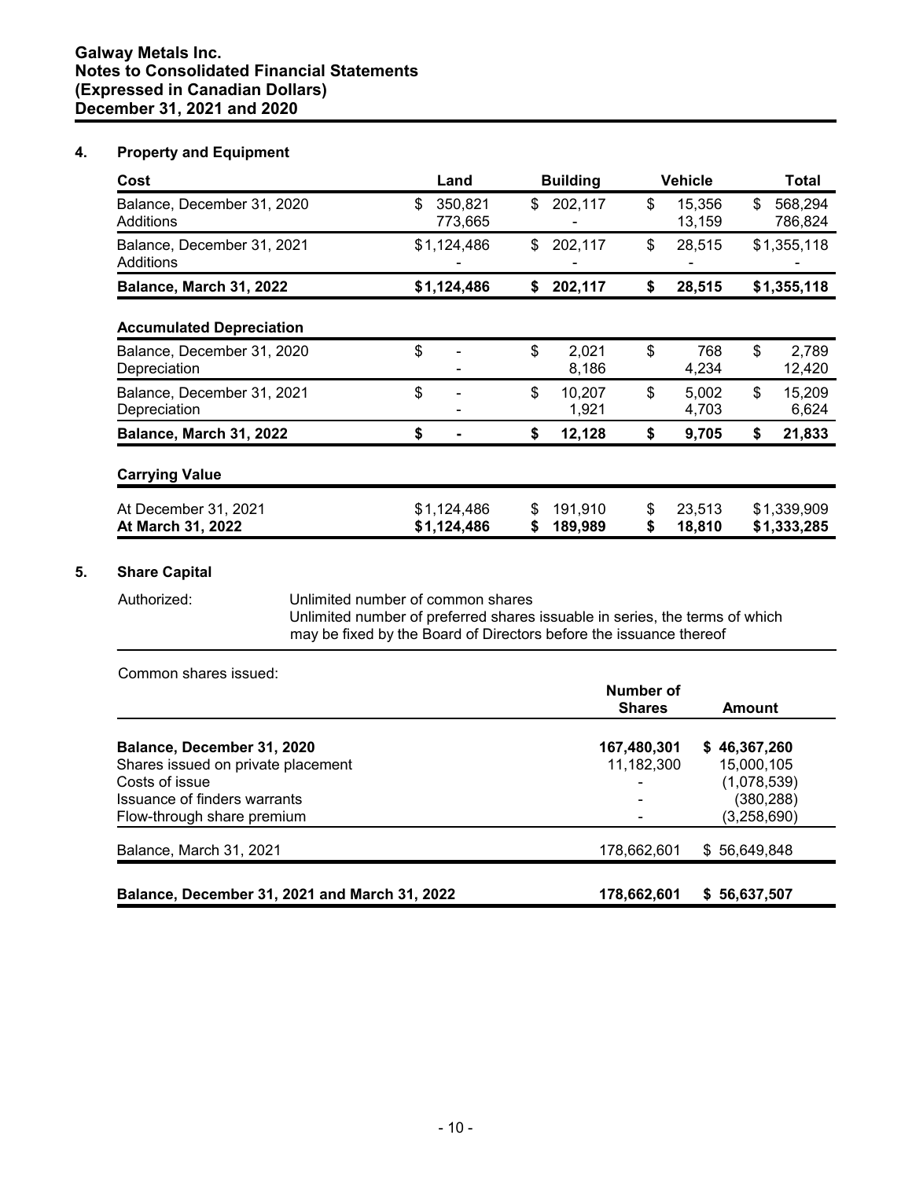**Galway Metals Inc.**
**Notes to Consolidated Financial Statements**
**(Expressed in Canadian Dollars)**
**December 31, 2021 and 2020**

## 4. Property and Equipment

| Cost | Land | Building | Vehicle | Total |
|---|---|---|---|---|
| Balance, December 31, 2020 | $ 350,821 | $ 202,117 | $ 15,356 | $ 568,294 |
| Additions | 773,665 | - | 13,159 | 786,824 |
| Balance, December 31, 2021 | $1,124,486 | $ 202,117 | $ 28,515 | $1,355,118 |
| Additions | - | - | - | - |
| **Balance, March 31, 2022** | **$1,124,486** | **$ 202,117** | **$ 28,515** | **$1,355,118** |
| **Accumulated Depreciation** | | | | |
| Balance, December 31, 2020 | $ - | $ 2,021 | $ 768 | $ 2,789 |
| Depreciation | - | 8,186 | 4,234 | 12,420 |
| Balance, December 31, 2021 | $ - | $ 10,207 | $ 5,002 | $ 15,209 |
| Depreciation | - | 1,921 | 4,703 | 6,624 |
| **Balance, March 31, 2022** | **$ -** | **$ 12,128** | **$ 9,705** | **$ 21,833** |
| **Carrying Value** | | | | |
| At December 31, 2021 | $1,124,486 | $ 191,910 | $ 23,513 | $1,339,909 |
| **At March 31, 2022** | **$1,124,486** | **$ 189,989** | **$ 18,810** | **$1,333,285** |

## 5. Share Capital

Authorized: Unlimited number of common shares
Unlimited number of preferred shares issuable in series, the terms of which may be fixed by the Board of Directors before the issuance thereof

Common shares issued:

| | Number of Shares | Amount |
|---|---|---|
| **Balance, December 31, 2020** | **167,480,301** | **$ 46,367,260** |
| Shares issued on private placement | 11,182,300 | 15,000,105 |
| Costs of issue | - | (1,078,539) |
| Issuance of finders warrants | - | (380,288) |
| Flow-through share premium | - | (3,258,690) |
| Balance, March 31, 2021 | 178,662,601 | $ 56,649,848 |
| **Balance, December 31, 2021 and March 31, 2022** | **178,662,601** | **$ 56,637,507** |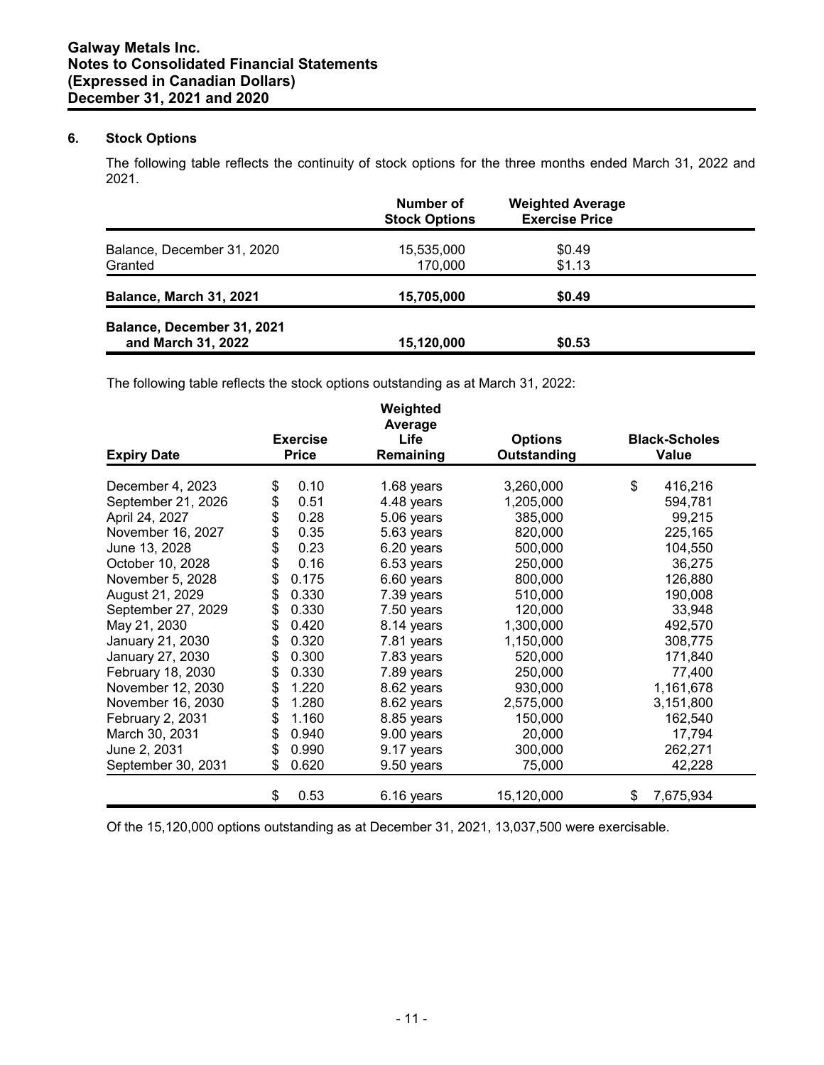## 6. Stock Options

The following table reflects the continuity of stock options for the three months ended March 31, 2022 and 2021.

| | Number of Stock Options | Weighted Average Exercise Price |
|---|---|---|
| Balance, December 31, 2020 | 15,535,000 | \$0.49 |
| Granted | 170,000 | \$1.13 |
| **Balance, March 31, 2021** | **15,705,000** | **\$0.49** |
| **Balance, December 31, 2021 and March 31, 2022** | **15,120,000** | **\$0.53** |

The following table reflects the stock options outstanding as at March 31, 2022:

| Expiry Date | Exercise Price | Weighted Average Life Remaining | Options Outstanding | Black-Scholes Value |
|---|---|---|---|---|
| December 4, 2023 | \$ 0.10 | 1.68 years | 3,260,000 | \$ 416,216 |
| September 21, 2026 | \$ 0.51 | 4.48 years | 1,205,000 | 594,781 |
| April 24, 2027 | \$ 0.28 | 5.06 years | 385,000 | 99,215 |
| November 16, 2027 | \$ 0.35 | 5.63 years | 820,000 | 225,165 |
| June 13, 2028 | \$ 0.23 | 6.20 years | 500,000 | 104,550 |
| October 10, 2028 | \$ 0.16 | 6.53 years | 250,000 | 36,275 |
| November 5, 2028 | \$ 0.175 | 6.60 years | 800,000 | 126,880 |
| August 21, 2029 | \$ 0.330 | 7.39 years | 510,000 | 190,008 |
| September 27, 2029 | \$ 0.330 | 7.50 years | 120,000 | 33,948 |
| May 21, 2030 | \$ 0.420 | 8.14 years | 1,300,000 | 492,570 |
| January 21, 2030 | \$ 0.320 | 7.81 years | 1,150,000 | 308,775 |
| January 27, 2030 | \$ 0.300 | 7.83 years | 520,000 | 171,840 |
| February 18, 2030 | \$ 0.330 | 7.89 years | 250,000 | 77,400 |
| November 12, 2030 | \$ 1.220 | 8.62 years | 930,000 | 1,161,678 |
| November 16, 2030 | \$ 1.280 | 8.62 years | 2,575,000 | 3,151,800 |
| February 2, 2031 | \$ 1.160 | 8.85 years | 150,000 | 162,540 |
| March 30, 2031 | \$ 0.940 | 9.00 years | 20,000 | 17,794 |
| June 2, 2031 | \$ 0.990 | 9.17 years | 300,000 | 262,271 |
| September 30, 2031 | \$ 0.620 | 9.50 years | 75,000 | 42,228 |
| | \$ 0.53 | 6.16 years | 15,120,000 | \$ 7,675,934 |

Of the 15,120,000 options outstanding as at December 31, 2021, 13,037,500 were exercisable.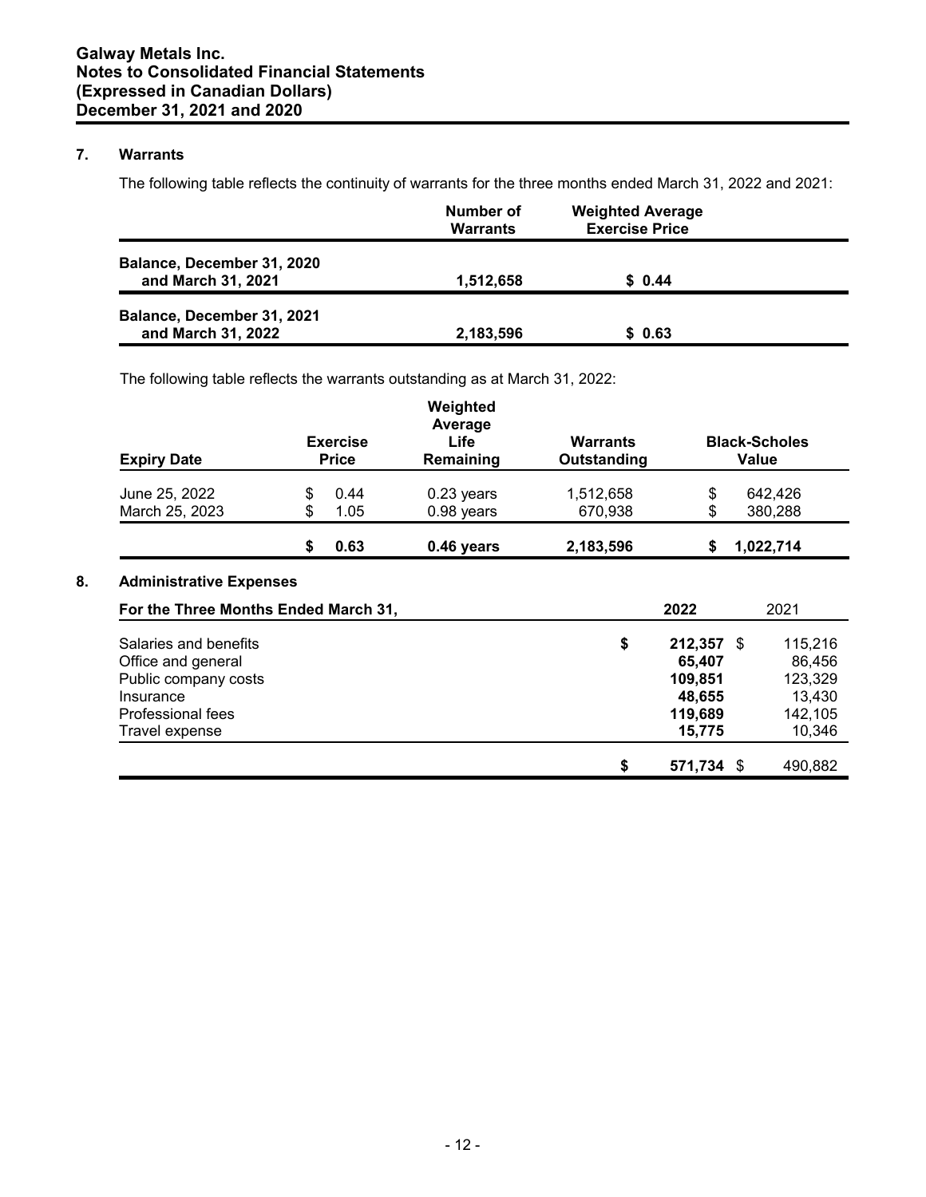## 7. Warrants

The following table reflects the continuity of warrants for the three months ended March 31, 2022 and 2021:

| | Number of Warrants | Weighted Average Exercise Price |
|---|---|---|
| **Balance, December 31, 2020 and March 31, 2021** | **1,512,658** | **$ 0.44** |
| **Balance, December 31, 2021 and March 31, 2022** | **2,183,596** | **$ 0.63** |

The following table reflects the warrants outstanding as at March 31, 2022:

| Expiry Date | Exercise Price | Weighted Average Life Remaining | Warrants Outstanding | Black-Scholes Value |
|---|---|---|---|---|
| June 25, 2022 | $ 0.44 | 0.23 years | 1,512,658 | $ 642,426 |
| March 25, 2023 | $ 1.05 | 0.98 years | 670,938 | $ 380,288 |
| | **$ 0.63** | **0.46 years** | **2,183,596** | **$ 1,022,714** |

## 8. Administrative Expenses

| For the Three Months Ended March 31, | 2022 | 2021 |
|---|---|---|
| Salaries and benefits | **$ 212,357** | $ 115,216 |
| Office and general | **65,407** | 86,456 |
| Public company costs | **109,851** | 123,329 |
| Insurance | **48,655** | 13,430 |
| Professional fees | **119,689** | 142,105 |
| Travel expense | **15,775** | 10,346 |
| | **$ 571,734** | $ 490,882 |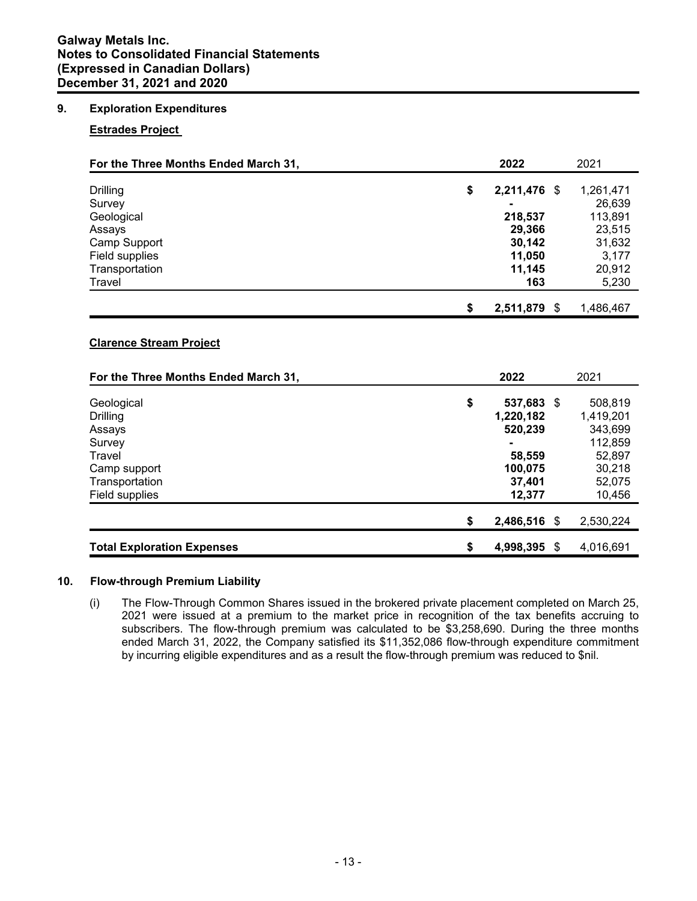## 9. Exploration Expenditures

### Estrades Project

| For the Three Months Ended March 31, | 2022 | 2021 |
|---|---|---|
| Drilling | **$ 2,211,476** | $ 1,261,471 |
| Survey | **-** | 26,639 |
| Geological | **218,537** | 113,891 |
| Assays | **29,366** | 23,515 |
| Camp Support | **30,142** | 31,632 |
| Field supplies | **11,050** | 3,177 |
| Transportation | **11,145** | 20,912 |
| Travel | **163** | 5,230 |
| | **$ 2,511,879** | $ 1,486,467 |

### Clarence Stream Project

| For the Three Months Ended March 31, | 2022 | 2021 |
|---|---|---|
| Geological | **$ 537,683** | $ 508,819 |
| Drilling | **1,220,182** | 1,419,201 |
| Assays | **520,239** | 343,699 |
| Survey | **-** | 112,859 |
| Travel | **58,559** | 52,897 |
| Camp support | **100,075** | 30,218 |
| Transportation | **37,401** | 52,075 |
| Field supplies | **12,377** | 10,456 |
| | **$ 2,486,516** | $ 2,530,224 |
| **Total Exploration Expenses** | **$ 4,998,395** | $ 4,016,691 |

## 10. Flow-through Premium Liability

(i) The Flow-Through Common Shares issued in the brokered private placement completed on March 25, 2021 were issued at a premium to the market price in recognition of the tax benefits accruing to subscribers. The flow-through premium was calculated to be $3,258,690. During the three months ended March 31, 2022, the Company satisfied its $11,352,086 flow-through expenditure commitment by incurring eligible expenditures and as a result the flow-through premium was reduced to $nil.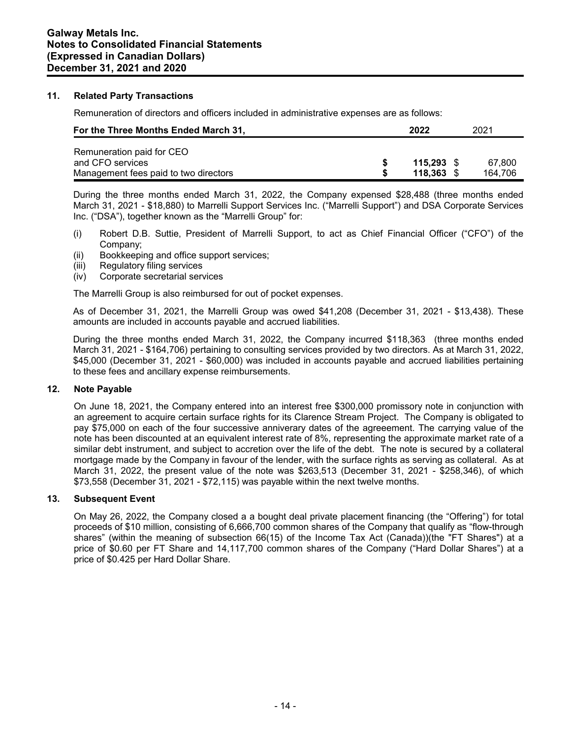## 11. Related Party Transactions

Remuneration of directors and officers included in administrative expenses are as follows:

| For the Three Months Ended March 31, | 2022 | 2021 |
|---|---|---|
| Remuneration paid for CEO and CFO services | **$ 115,293** | $ 67,800 |
| Management fees paid to two directors | **$ 118,363** | $ 164,706 |

During the three months ended March 31, 2022, the Company expensed $28,488 (three months ended March 31, 2021 - $18,880) to Marrelli Support Services Inc. ("Marrelli Support") and DSA Corporate Services Inc. ("DSA"), together known as the "Marrelli Group" for:

(i) Robert D.B. Suttie, President of Marrelli Support, to act as Chief Financial Officer ("CFO") of the Company;
(ii) Bookkeeping and office support services;
(iii) Regulatory filing services
(iv) Corporate secretarial services

The Marrelli Group is also reimbursed for out of pocket expenses.

As of December 31, 2021, the Marrelli Group was owed $41,208 (December 31, 2021 - $13,438). These amounts are included in accounts payable and accrued liabilities.

During the three months ended March 31, 2022, the Company incurred $118,363 (three months ended March 31, 2021 - $164,706) pertaining to consulting services provided by two directors. As at March 31, 2022, $45,000 (December 31, 2021 - $60,000) was included in accounts payable and accrued liabilities pertaining to these fees and ancillary expense reimbursements.

## 12. Note Payable

On June 18, 2021, the Company entered into an interest free $300,000 promissory note in conjunction with an agreement to acquire certain surface rights for its Clarence Stream Project. The Company is obligated to pay $75,000 on each of the four successive anniverary dates of the agreeement. The carrying value of the note has been discounted at an equivalent interest rate of 8%, representing the approximate market rate of a similar debt instrument, and subject to accretion over the life of the debt. The note is secured by a collateral mortgage made by the Company in favour of the lender, with the surface rights as serving as collateral. As at March 31, 2022, the present value of the note was $263,513 (December 31, 2021 - $258,346), of which $73,558 (December 31, 2021 - $72,115) was payable within the next twelve months.

## 13. Subsequent Event

On May 26, 2022, the Company closed a a bought deal private placement financing (the "Offering") for total proceeds of $10 million, consisting of 6,666,700 common shares of the Company that qualify as "flow-through shares" (within the meaning of subsection 66(15) of the Income Tax Act (Canada))(the "FT Shares") at a price of $0.60 per FT Share and 14,117,700 common shares of the Company ("Hard Dollar Shares") at a price of $0.425 per Hard Dollar Share.